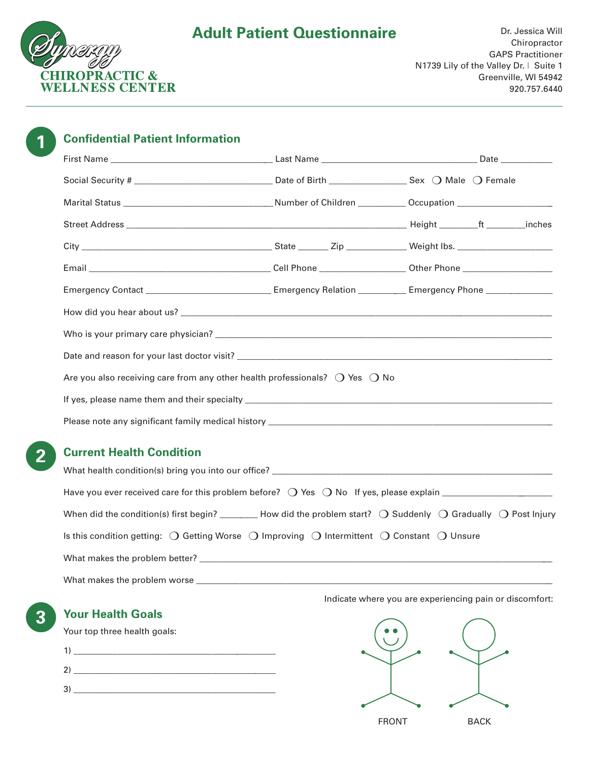Synergy
CHIROPRACTIC & WELLNESS CENTER

# Adult Patient Questionnaire

Dr. Jessica Will
Chiropractor
GAPS Practitioner
N1739 Lily of the Valley Dr. | Suite 1
Greenville, WI 54942
920.757.6440

## 1 Confidential Patient Information

First Name ______________________ Last Name ______________________ Date __________

Social Security # ______________________ Date of Birth ______________ Sex ❍ Male ❍ Female

Marital Status ______________________ Number of Children _________ Occupation ________________

Street Address ____________________________________________ Height _______ft _______inches

City ______________________________ State ______ Zip ___________ Weight lbs. ________________

Email ______________________________ Cell Phone ________________ Other Phone ________________

Emergency Contact ____________________ Emergency Relation _________ Emergency Phone ____________

How did you hear about us? ______________________________________________________________

Who is your primary care physician? ______________________________________________________

Date and reason for your last doctor visit? _________________________________________________

Are you also receiving care from any other health professionals? ❍ Yes ❍ No

If yes, please name them and their specialty ________________________________________________

Please note any significant family medical history ___________________________________________

## 2 Current Health Condition

What health condition(s) bring you into our office? ___________________________________________

Have you ever received care for this problem before? ❍ Yes ❍ No If yes, please explain ________________

When did the condition(s) first begin? ________ How did the problem start? ❍ Suddenly ❍ Gradually ❍ Post Injury

Is this condition getting: ❍ Getting Worse ❍ Improving ❍ Intermittent ❍ Constant ❍ Unsure

What makes the problem better? _________________________________________________________

What makes the problem worse __________________________________________________________

Indicate where you are experiencing pain or discomfort:

FRONT BACK

## 3 Your Health Goals

Your top three health goals:

1) ______________________________________

2) ______________________________________

3) ______________________________________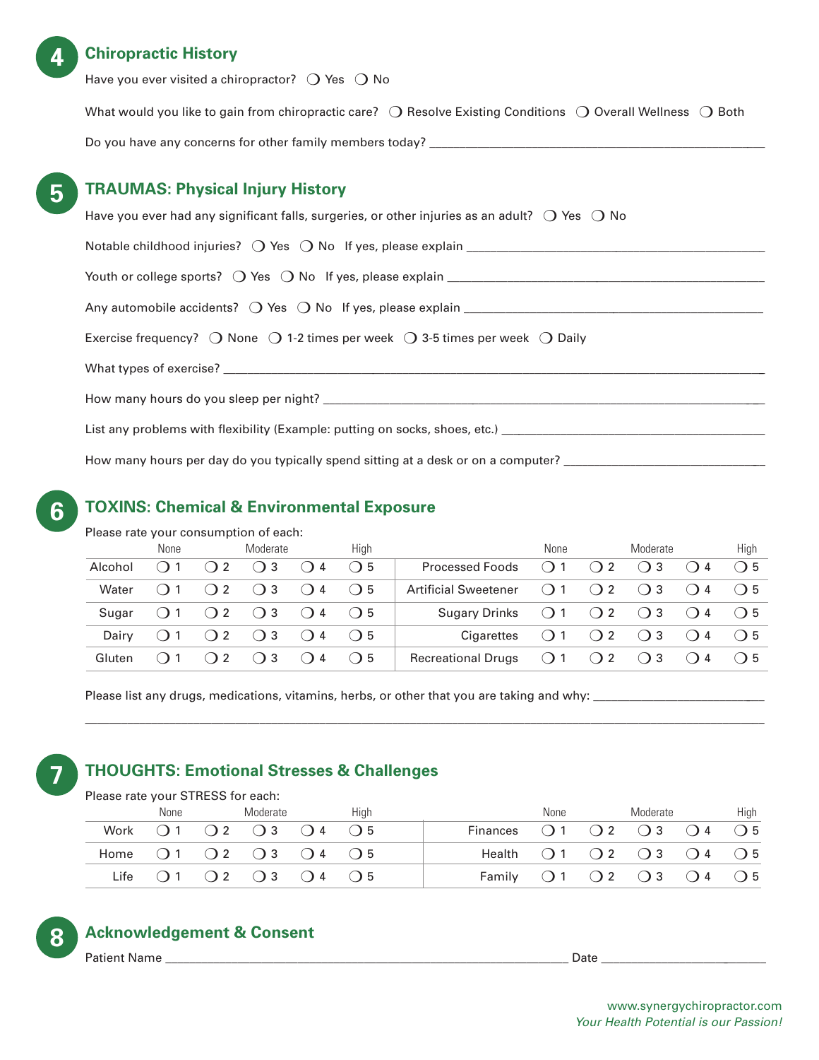## 4 Chiropractic History

Have you ever visited a chiropractor? ❍ Yes ❍ No

What would you like to gain from chiropractic care? ❍ Resolve Existing Conditions ❍ Overall Wellness ❍ Both

Do you have any concerns for other family members today? ______________________________

## 5 TRAUMAS: Physical Injury History

Have you ever had any significant falls, surgeries, or other injuries as an adult? ❍ Yes ❍ No

Notable childhood injuries? ❍ Yes ❍ No If yes, please explain ______________________________

Youth or college sports? ❍ Yes ❍ No If yes, please explain ______________________________

Any automobile accidents? ❍ Yes ❍ No If yes, please explain ______________________________

Exercise frequency? ❍ None ❍ 1-2 times per week ❍ 3-5 times per week ❍ Daily

What types of exercise? ______________________________

How many hours do you sleep per night? ______________________________

List any problems with flexibility (Example: putting on socks, shoes, etc.) ______________________________

How many hours per day do you typically spend sitting at a desk or on a computer? ______________________________

## 6 TOXINS: Chemical & Environmental Exposure

Please rate your consumption of each:

| | None | | Moderate | | High | | None | | Moderate | | High |
|---|---|---|---|---|---|---|---|---|---|---|---|
| Alcohol | ❍ 1 | ❍ 2 | ❍ 3 | ❍ 4 | ❍ 5 | Processed Foods | ❍ 1 | ❍ 2 | ❍ 3 | ❍ 4 | ❍ 5 |
| Water | ❍ 1 | ❍ 2 | ❍ 3 | ❍ 4 | ❍ 5 | Artificial Sweetener | ❍ 1 | ❍ 2 | ❍ 3 | ❍ 4 | ❍ 5 |
| Sugar | ❍ 1 | ❍ 2 | ❍ 3 | ❍ 4 | ❍ 5 | Sugary Drinks | ❍ 1 | ❍ 2 | ❍ 3 | ❍ 4 | ❍ 5 |
| Dairy | ❍ 1 | ❍ 2 | ❍ 3 | ❍ 4 | ❍ 5 | Cigarettes | ❍ 1 | ❍ 2 | ❍ 3 | ❍ 4 | ❍ 5 |
| Gluten | ❍ 1 | ❍ 2 | ❍ 3 | ❍ 4 | ❍ 5 | Recreational Drugs | ❍ 1 | ❍ 2 | ❍ 3 | ❍ 4 | ❍ 5 |

Please list any drugs, medications, vitamins, herbs, or other that you are taking and why: ______________________________

______________________________

## 7 THOUGHTS: Emotional Stresses & Challenges

Please rate your STRESS for each:

| | None | | Moderate | | High | | None | | Moderate | | High |
|---|---|---|---|---|---|---|---|---|---|---|---|
| Work | ❍ 1 | ❍ 2 | ❍ 3 | ❍ 4 | ❍ 5 | Finances | ❍ 1 | ❍ 2 | ❍ 3 | ❍ 4 | ❍ 5 |
| Home | ❍ 1 | ❍ 2 | ❍ 3 | ❍ 4 | ❍ 5 | Health | ❍ 1 | ❍ 2 | ❍ 3 | ❍ 4 | ❍ 5 |
| Life | ❍ 1 | ❍ 2 | ❍ 3 | ❍ 4 | ❍ 5 | Family | ❍ 1 | ❍ 2 | ❍ 3 | ❍ 4 | ❍ 5 |

## 8 Acknowledgement & Consent

Patient Name ______________________________ Date ______________

www.synergychiropractor.com
*Your Health Potential is our Passion!*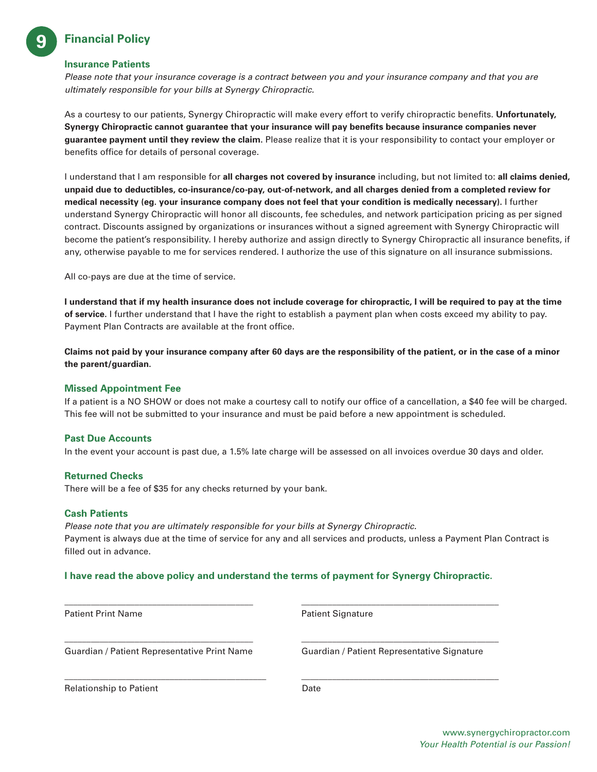# 9 Financial Policy

### Insurance Patients

*Please note that your insurance coverage is a contract between you and your insurance company and that you are ultimately responsible for your bills at Synergy Chiropractic.*

As a courtesy to our patients, Synergy Chiropractic will make every effort to verify chiropractic benefits. **Unfortunately, Synergy Chiropractic cannot guarantee that your insurance will pay benefits because insurance companies never guarantee payment until they review the claim.** Please realize that it is your responsibility to contact your employer or benefits office for details of personal coverage.

I understand that I am responsible for **all charges not covered by insurance** including, but not limited to: **all claims denied, unpaid due to deductibles, co-insurance/co-pay, out-of-network, and all charges denied from a completed review for medical necessity (eg. your insurance company does not feel that your condition is medically necessary).** I further understand Synergy Chiropractic will honor all discounts, fee schedules, and network participation pricing as per signed contract. Discounts assigned by organizations or insurances without a signed agreement with Synergy Chiropractic will become the patient's responsibility. I hereby authorize and assign directly to Synergy Chiropractic all insurance benefits, if any, otherwise payable to me for services rendered. I authorize the use of this signature on all insurance submissions.

All co-pays are due at the time of service.

**I understand that if my health insurance does not include coverage for chiropractic, I will be required to pay at the time of service.** I further understand that I have the right to establish a payment plan when costs exceed my ability to pay. Payment Plan Contracts are available at the front office.

**Claims not paid by your insurance company after 60 days are the responsibility of the patient, or in the case of a minor the parent/guardian.**

### Missed Appointment Fee

If a patient is a NO SHOW or does not make a courtesy call to notify our office of a cancellation, a $40 fee will be charged. This fee will not be submitted to your insurance and must be paid before a new appointment is scheduled.

### Past Due Accounts

In the event your account is past due, a 1.5% late charge will be assessed on all invoices overdue 30 days and older.

### Returned Checks

There will be a fee of $35 for any checks returned by your bank.

### Cash Patients

*Please note that you are ultimately responsible for your bills at Synergy Chiropractic.*
Payment is always due at the time of service for any and all services and products, unless a Payment Plan Contract is filled out in advance.

**I have read the above policy and understand the terms of payment for Synergy Chiropractic.**

______________________________ Patient Print Name

______________________________ Patient Signature

______________________________ Guardian / Patient Representative Print Name

______________________________ Guardian / Patient Representative Signature

______________________________ Relationship to Patient

______________________________ Date

www.synergychiropractor.com
*Your Health Potential is our Passion!*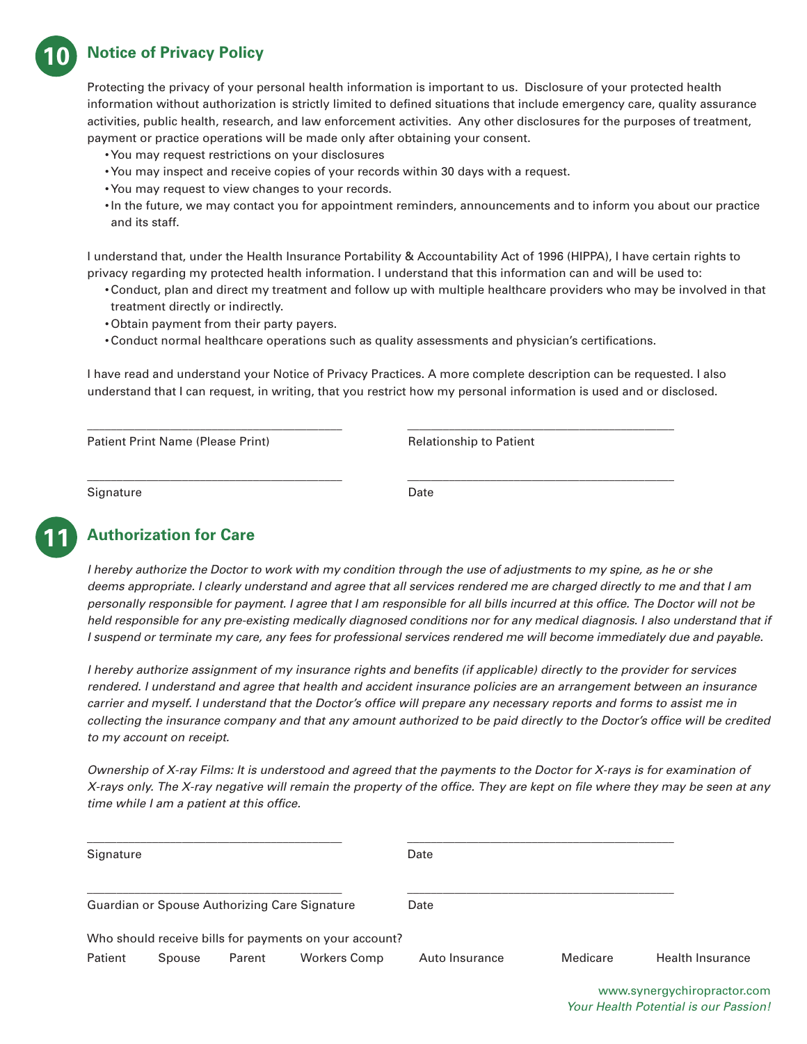## 10 Notice of Privacy Policy

Protecting the privacy of your personal health information is important to us. Disclosure of your protected health information without authorization is strictly limited to defined situations that include emergency care, quality assurance activities, public health, research, and law enforcement activities. Any other disclosures for the purposes of treatment, payment or practice operations will be made only after obtaining your consent.

- You may request restrictions on your disclosures
- You may inspect and receive copies of your records within 30 days with a request.
- You may request to view changes to your records.
- In the future, we may contact you for appointment reminders, announcements and to inform you about our practice and its staff.

I understand that, under the Health Insurance Portability & Accountability Act of 1996 (HIPPA), I have certain rights to privacy regarding my protected health information. I understand that this information can and will be used to:

- Conduct, plan and direct my treatment and follow up with multiple healthcare providers who may be involved in that treatment directly or indirectly.
- Obtain payment from their party payers.
- Conduct normal healthcare operations such as quality assessments and physician's certifications.

I have read and understand your Notice of Privacy Practices. A more complete description can be requested. I also understand that I can request, in writing, that you restrict how my personal information is used and or disclosed.

_______________________________________ _______________________________________

Patient Print Name (Please Print) Relationship to Patient

_______________________________________ _______________________________________

Signature Date

## 11 Authorization for Care

*I hereby authorize the Doctor to work with my condition through the use of adjustments to my spine, as he or she deems appropriate. I clearly understand and agree that all services rendered me are charged directly to me and that I am personally responsible for payment. I agree that I am responsible for all bills incurred at this office. The Doctor will not be held responsible for any pre-existing medically diagnosed conditions nor for any medical diagnosis. I also understand that if I suspend or terminate my care, any fees for professional services rendered me will become immediately due and payable.*

*I hereby authorize assignment of my insurance rights and benefits (if applicable) directly to the provider for services rendered. I understand and agree that health and accident insurance policies are an arrangement between an insurance carrier and myself. I understand that the Doctor's office will prepare any necessary reports and forms to assist me in collecting the insurance company and that any amount authorized to be paid directly to the Doctor's office will be credited to my account on receipt.*

*Ownership of X-ray Films: It is understood and agreed that the payments to the Doctor for X-rays is for examination of X-rays only. The X-ray negative will remain the property of the office. They are kept on file where they may be seen at any time while I am a patient at this office.*

_______________________________________ _______________________________________

Signature Date

_______________________________________ _______________________________________

Guardian or Spouse Authorizing Care Signature Date

Who should receive bills for payments on your account?

Patient Spouse Parent Workers Comp Auto Insurance Medicare Health Insurance

www.synergychiropractor.com

*Your Health Potential is our Passion!*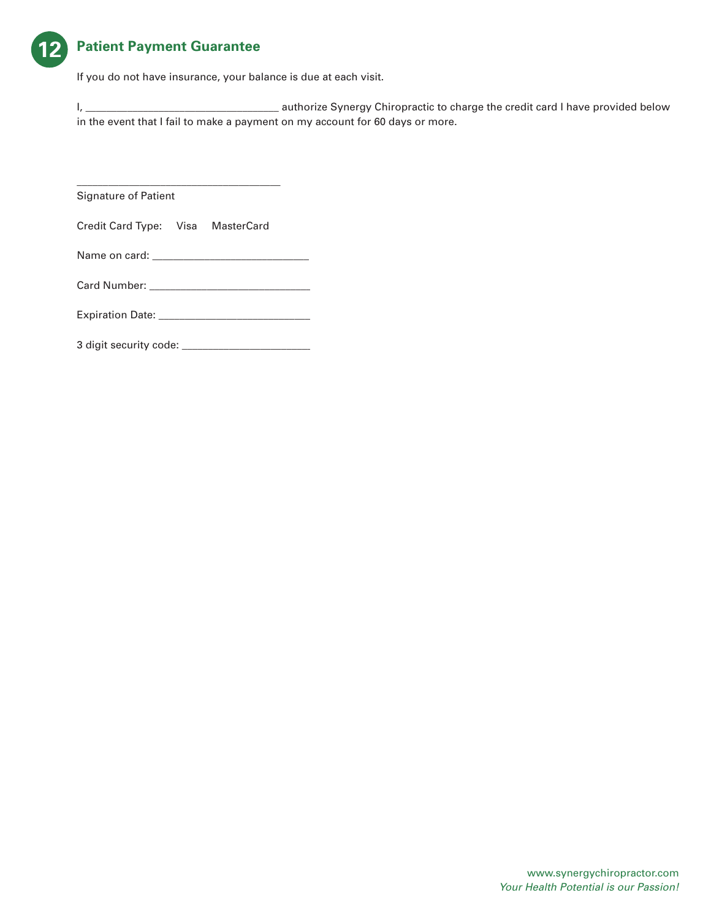## 12 Patient Payment Guarantee

If you do not have insurance, your balance is due at each visit.

I, _________________________________ authorize Synergy Chiropractic to charge the credit card I have provided below in the event that I fail to make a payment on my account for 60 days or more.

___________________________________

Signature of Patient

Credit Card Type: Visa MasterCard

Name on card: ___________________________

Card Number: ____________________________

Expiration Date: __________________________

3 digit security code: ______________________